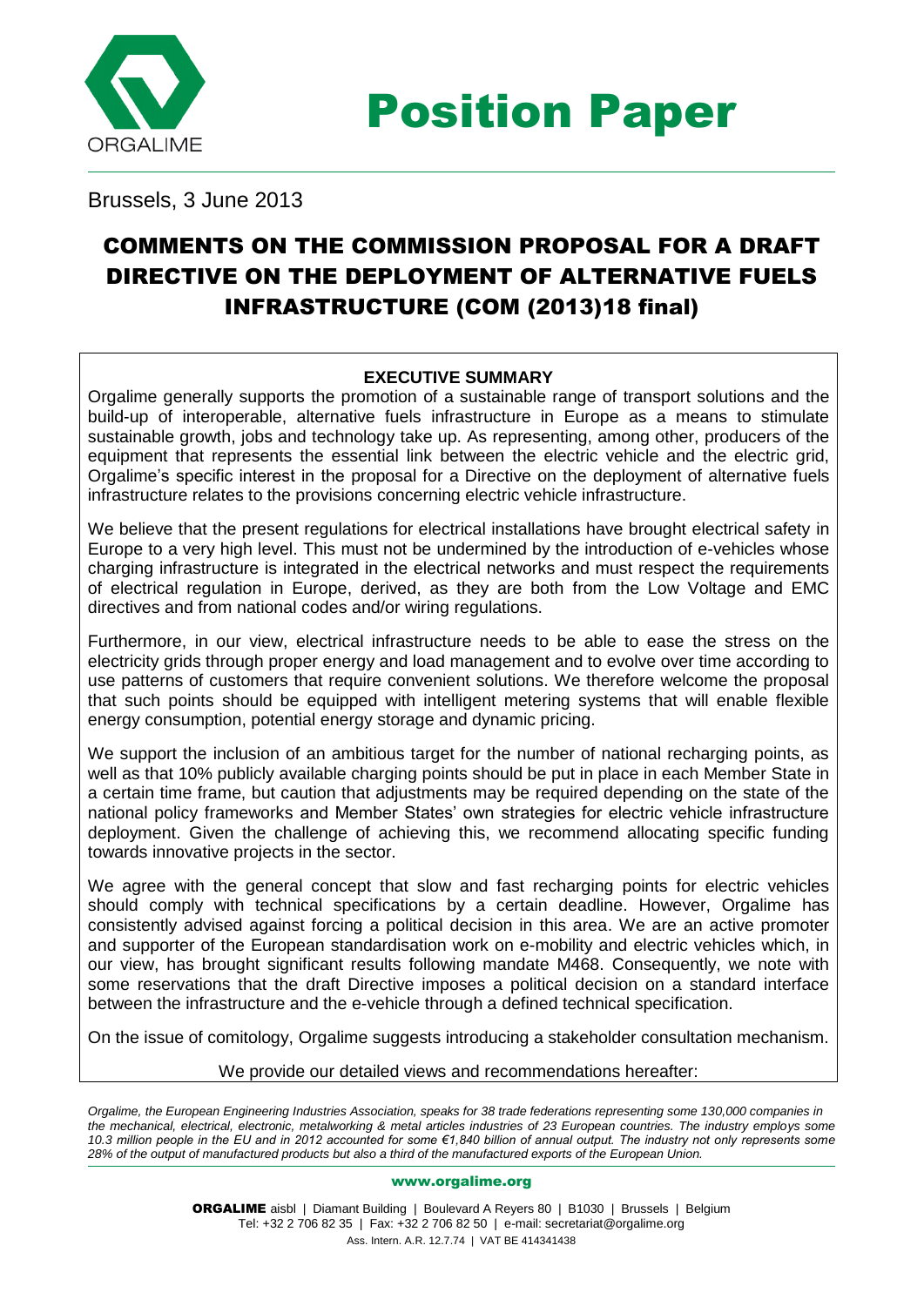# Position Paper

Brussels, 3 June 2013

## COMMENTS ON THE COMMISSION PROPOSAL FOR A DRAFT DIRECTIVE ON THE DEPLOYMENT OF ALTERNATIVE FUELS INFRASTRUCTURE (COM (2013)18 final)

**EXECUTIVE SUMMARY**

Orgalime generally supports the promotion of a sustainable range of transport solutions and the build-up of interoperable, alternative fuels infrastructure in Europe as a means to stimulate sustainable growth, jobs and technology take up. As representing, among other, producers of the equipment that represents the essential link between the electric vehicle and the electric grid, Orgalime's specific interest in the proposal for a Directive on the deployment of alternative fuels infrastructure relates to the provisions concerning electric vehicle infrastructure.

We believe that the present regulations for electrical installations have brought electrical safety in Europe to a very high level. This must not be undermined by the introduction of e-vehicles whose charging infrastructure is integrated in the electrical networks and must respect the requirements of electrical regulation in Europe, derived, as they are both from the Low Voltage and EMC directives and from national codes and/or wiring regulations.

Furthermore, in our view, electrical infrastructure needs to be able to ease the stress on the electricity grids through proper energy and load management and to evolve over time according to use patterns of customers that require convenient solutions. We therefore welcome the proposal that such points should be equipped with intelligent metering systems that will enable flexible energy consumption, potential energy storage and dynamic pricing.

We support the inclusion of an ambitious target for the number of national recharging points, as well as that 10% publicly available charging points should be put in place in each Member State in a certain time frame, but caution that adjustments may be required depending on the state of the national policy frameworks and Member States' own strategies for electric vehicle infrastructure deployment. Given the challenge of achieving this, we recommend allocating specific funding towards innovative projects in the sector.

We agree with the general concept that slow and fast recharging points for electric vehicles should comply with technical specifications by a certain deadline. However, Orgalime has consistently advised against forcing a political decision in this area. We are an active promoter and supporter of the European standardisation work on e-mobility and electric vehicles which, in our view, has brought significant results following mandate M468. Consequently, we note with some reservations that the draft Directive imposes a political decision on a standard interface between the infrastructure and the e-vehicle through a defined technical specification.

On the issue of comitology, Orgalime suggests introducing a stakeholder consultation mechanism.

We provide our detailed views and recommendations hereafter:

*Orgalime, the European Engineering Industries Association, speaks for 38 trade federations representing some 130,000 companies in the mechanical, electrical, electronic, metalworking & metal articles industries of 23 European countries. The industry employs some 10.3 million people in the EU and in 2012 accounted for some €1,840 billion of annual output. The industry not only represents some 28% of the output of manufactured products but also a third of the manufactured exports of the European Union.*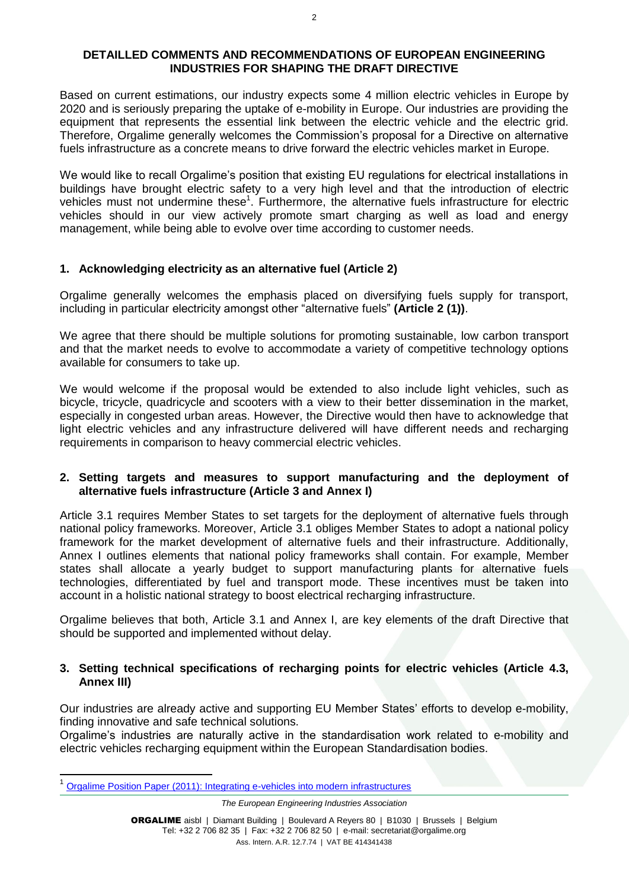**DETAILLED COMMENTS AND RECOMMENDATIONS OF EUROPEAN ENGINEERING INDUSTRIES FOR SHAPING THE DRAFT DIRECTIVE**

Based on current estimations, our industry expects some 4 million electric vehicles in Europe by 2020 and is seriously preparing the uptake of e-mobility in Europe. Our industries are providing the equipment that represents the essential link between the electric vehicle and the electric grid. Therefore, Orgalime generally welcomes the Commission's proposal for a Directive on alternative fuels infrastructure as a concrete means to drive forward the electric vehicles market in Europe.

We would like to recall Orgalime's position that existing EU regulations for electrical installations in buildings have brought electric safety to a very high level and that the introduction of electric vehicles must not undermine these[1]. Furthermore, the alternative fuels infrastructure for electric vehicles should in our view actively promote smart charging as well as load and energy management, while being able to evolve over time according to customer needs.

## 1. Acknowledging electricity as an alternative fuel (Article 2)

Orgalime generally welcomes the emphasis placed on diversifying fuels supply for transport, including in particular electricity amongst other "alternative fuels" **(Article 2 (1))**.

We agree that there should be multiple solutions for promoting sustainable, low carbon transport and that the market needs to evolve to accommodate a variety of competitive technology options available for consumers to take up.

We would welcome if the proposal would be extended to also include light vehicles, such as bicycle, tricycle, quadricycle and scooters with a view to their better dissemination in the market, especially in congested urban areas. However, the Directive would then have to acknowledge that light electric vehicles and any infrastructure delivered will have different needs and recharging requirements in comparison to heavy commercial electric vehicles.

## 2. Setting targets and measures to support manufacturing and the deployment of alternative fuels infrastructure (Article 3 and Annex I)

Article 3.1 requires Member States to set targets for the deployment of alternative fuels through national policy frameworks. Moreover, Article 3.1 obliges Member States to adopt a national policy framework for the market development of alternative fuels and their infrastructure. Additionally, Annex I outlines elements that national policy frameworks shall contain. For example, Member states shall allocate a yearly budget to support manufacturing plants for alternative fuels technologies, differentiated by fuel and transport mode. These incentives must be taken into account in a holistic national strategy to boost electrical recharging infrastructure.

Orgalime believes that both, Article 3.1 and Annex I, are key elements of the draft Directive that should be supported and implemented without delay.

## 3. Setting technical specifications of recharging points for electric vehicles (Article 4.3, Annex III)

Our industries are already active and supporting EU Member States' efforts to develop e-mobility, finding innovative and safe technical solutions.

Orgalime's industries are naturally active in the standardisation work related to e-mobility and electric vehicles recharging equipment within the European Standardisation bodies.

[1] Orgalime Position Paper (2011): Integrating e-vehicles into modern infrastructures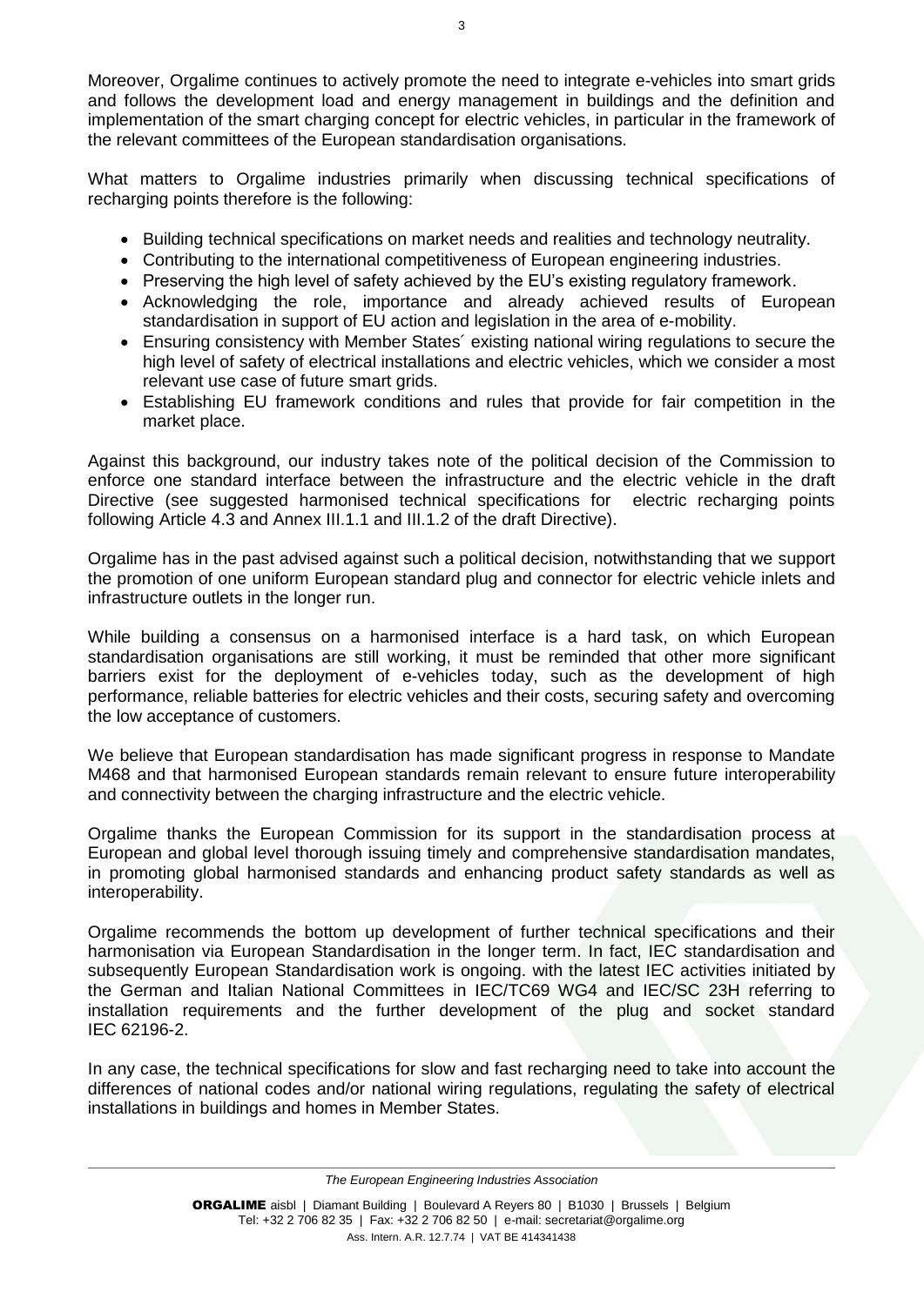Moreover, Orgalime continues to actively promote the need to integrate e-vehicles into smart grids and follows the development load and energy management in buildings and the definition and implementation of the smart charging concept for electric vehicles, in particular in the framework of the relevant committees of the European standardisation organisations.

What matters to Orgalime industries primarily when discussing technical specifications of recharging points therefore is the following:

- Building technical specifications on market needs and realities and technology neutrality.
- Contributing to the international competitiveness of European engineering industries.
- Preserving the high level of safety achieved by the EU's existing regulatory framework.
- Acknowledging the role, importance and already achieved results of European standardisation in support of EU action and legislation in the area of e-mobility.
- Ensuring consistency with Member States´ existing national wiring regulations to secure the high level of safety of electrical installations and electric vehicles, which we consider a most relevant use case of future smart grids.
- Establishing EU framework conditions and rules that provide for fair competition in the market place.

Against this background, our industry takes note of the political decision of the Commission to enforce one standard interface between the infrastructure and the electric vehicle in the draft Directive (see suggested harmonised technical specifications for electric recharging points following Article 4.3 and Annex III.1.1 and III.1.2 of the draft Directive).

Orgalime has in the past advised against such a political decision, notwithstanding that we support the promotion of one uniform European standard plug and connector for electric vehicle inlets and infrastructure outlets in the longer run.

While building a consensus on a harmonised interface is a hard task, on which European standardisation organisations are still working, it must be reminded that other more significant barriers exist for the deployment of e-vehicles today, such as the development of high performance, reliable batteries for electric vehicles and their costs, securing safety and overcoming the low acceptance of customers.

We believe that European standardisation has made significant progress in response to Mandate M468 and that harmonised European standards remain relevant to ensure future interoperability and connectivity between the charging infrastructure and the electric vehicle.

Orgalime thanks the European Commission for its support in the standardisation process at European and global level thorough issuing timely and comprehensive standardisation mandates, in promoting global harmonised standards and enhancing product safety standards as well as interoperability.

Orgalime recommends the bottom up development of further technical specifications and their harmonisation via European Standardisation in the longer term. In fact, IEC standardisation and subsequently European Standardisation work is ongoing. with the latest IEC activities initiated by the German and Italian National Committees in IEC/TC69 WG4 and IEC/SC 23H referring to installation requirements and the further development of the plug and socket standard IEC 62196-2.

In any case, the technical specifications for slow and fast recharging need to take into account the differences of national codes and/or national wiring regulations, regulating the safety of electrical installations in buildings and homes in Member States.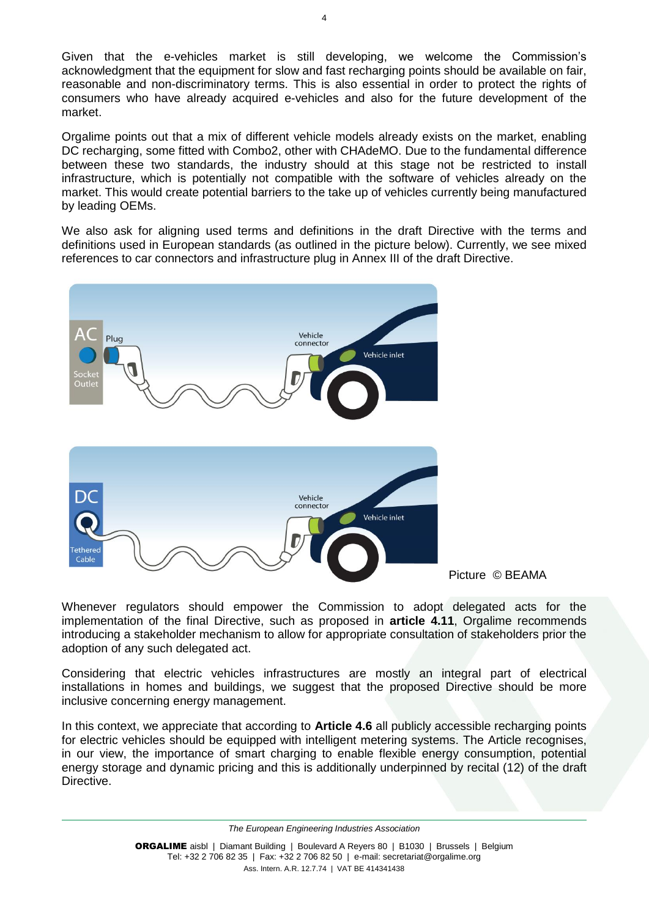Given that the e-vehicles market is still developing, we welcome the Commission's acknowledgment that the equipment for slow and fast recharging points should be available on fair, reasonable and non-discriminatory terms. This is also essential in order to protect the rights of consumers who have already acquired e-vehicles and also for the future development of the market.

Orgalime points out that a mix of different vehicle models already exists on the market, enabling DC recharging, some fitted with Combo2, other with CHAdeMO. Due to the fundamental difference between these two standards, the industry should at this stage not be restricted to install infrastructure, which is potentially not compatible with the software of vehicles already on the market. This would create potential barriers to the take up of vehicles currently being manufactured by leading OEMs.

We also ask for aligning used terms and definitions in the draft Directive with the terms and definitions used in European standards (as outlined in the picture below). Currently, we see mixed references to car connectors and infrastructure plug in Annex III of the draft Directive.

Picture © BEAMA

Whenever regulators should empower the Commission to adopt delegated acts for the implementation of the final Directive, such as proposed in **article 4.11**, Orgalime recommends introducing a stakeholder mechanism to allow for appropriate consultation of stakeholders prior the adoption of any such delegated act.

Considering that electric vehicles infrastructures are mostly an integral part of electrical installations in homes and buildings, we suggest that the proposed Directive should be more inclusive concerning energy management.

In this context, we appreciate that according to **Article 4.6** all publicly accessible recharging points for electric vehicles should be equipped with intelligent metering systems. The Article recognises, in our view, the importance of smart charging to enable flexible energy consumption, potential energy storage and dynamic pricing and this is additionally underpinned by recital (12) of the draft Directive.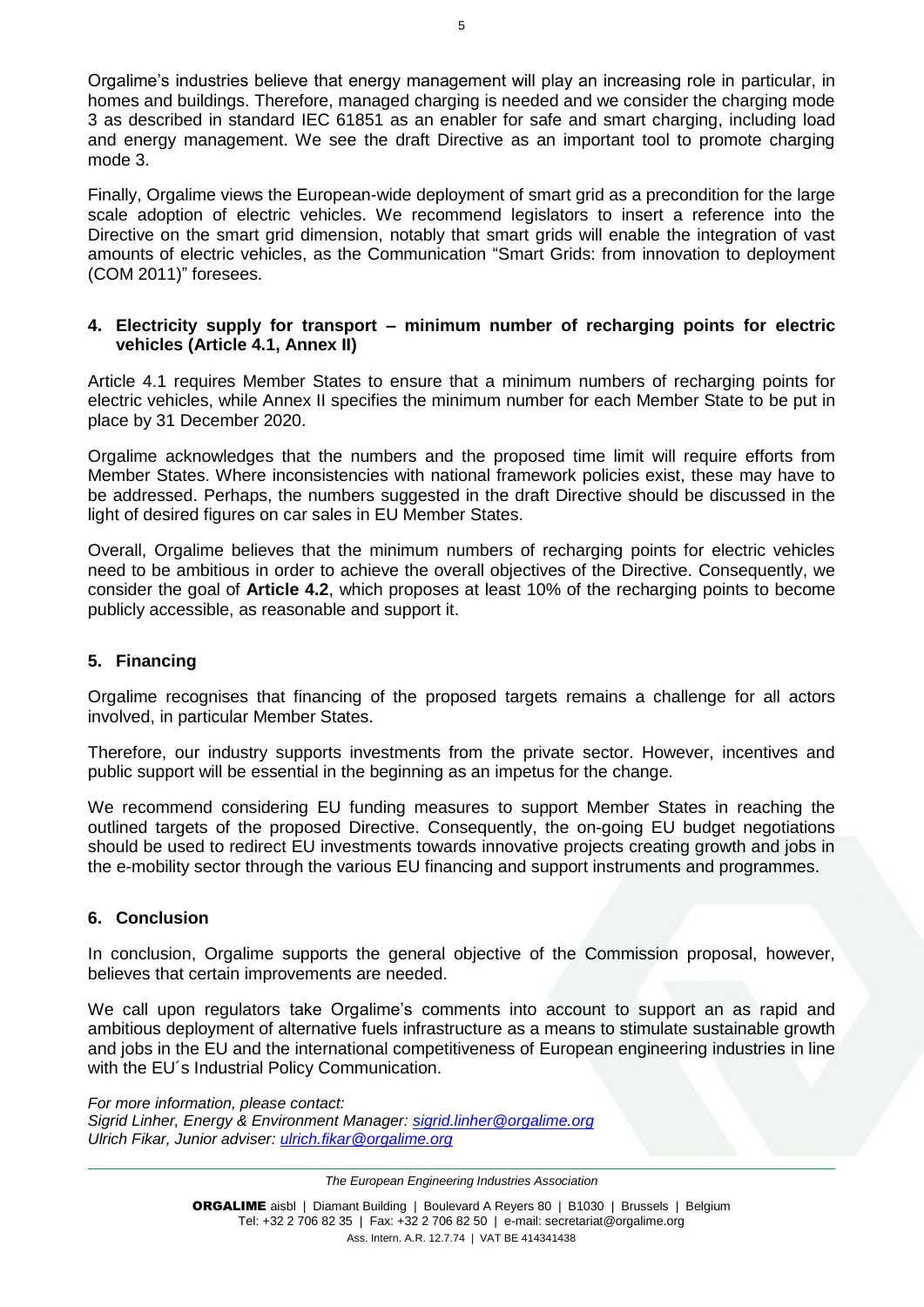Orgalime's industries believe that energy management will play an increasing role in particular, in homes and buildings. Therefore, managed charging is needed and we consider the charging mode 3 as described in standard IEC 61851 as an enabler for safe and smart charging, including load and energy management. We see the draft Directive as an important tool to promote charging mode 3.

Finally, Orgalime views the European-wide deployment of smart grid as a precondition for the large scale adoption of electric vehicles. We recommend legislators to insert a reference into the Directive on the smart grid dimension, notably that smart grids will enable the integration of vast amounts of electric vehicles, as the Communication "Smart Grids: from innovation to deployment (COM 2011)" foresees.

## 4. Electricity supply for transport – minimum number of recharging points for electric vehicles (Article 4.1, Annex II)

Article 4.1 requires Member States to ensure that a minimum numbers of recharging points for electric vehicles, while Annex II specifies the minimum number for each Member State to be put in place by 31 December 2020.

Orgalime acknowledges that the numbers and the proposed time limit will require efforts from Member States. Where inconsistencies with national framework policies exist, these may have to be addressed. Perhaps, the numbers suggested in the draft Directive should be discussed in the light of desired figures on car sales in EU Member States.

Overall, Orgalime believes that the minimum numbers of recharging points for electric vehicles need to be ambitious in order to achieve the overall objectives of the Directive. Consequently, we consider the goal of **Article 4.2**, which proposes at least 10% of the recharging points to become publicly accessible, as reasonable and support it.

## 5. Financing

Orgalime recognises that financing of the proposed targets remains a challenge for all actors involved, in particular Member States.

Therefore, our industry supports investments from the private sector. However, incentives and public support will be essential in the beginning as an impetus for the change.

We recommend considering EU funding measures to support Member States in reaching the outlined targets of the proposed Directive. Consequently, the on-going EU budget negotiations should be used to redirect EU investments towards innovative projects creating growth and jobs in the e-mobility sector through the various EU financing and support instruments and programmes.

## 6. Conclusion

In conclusion, Orgalime supports the general objective of the Commission proposal, however, believes that certain improvements are needed.

We call upon regulators take Orgalime's comments into account to support an as rapid and ambitious deployment of alternative fuels infrastructure as a means to stimulate sustainable growth and jobs in the EU and the international competitiveness of European engineering industries in line with the EU´s Industrial Policy Communication.

*For more information, please contact:*
*Sigrid Linher, Energy & Environment Manager: sigrid.linher@orgalime.org*
*Ulrich Fikar, Junior adviser: ulrich.fikar@orgalime.org*